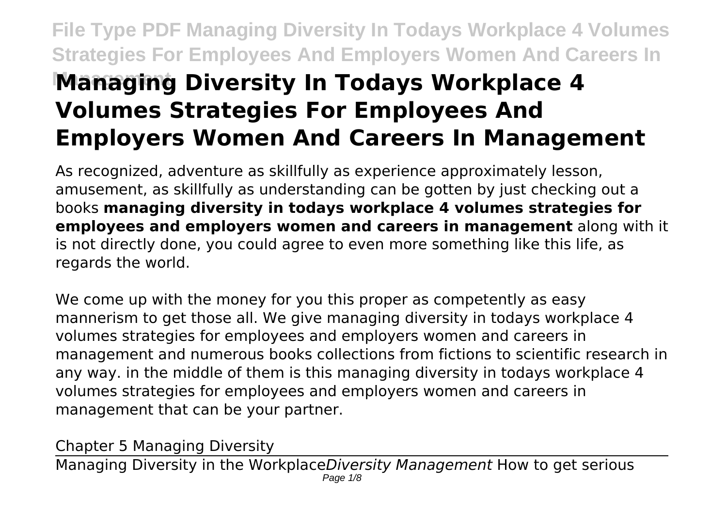# Managing Diversity In Todays Workplace 4 Volumes Strategies For Employees And Employers Women And Careers In Management

As recognized, adventure as skillfully as experience approximately lesson, amusement, as skillfully as understanding can be gotten by just checking out a books **managing diversity in todays workplace 4 volumes strategies for employees and employers women and careers in management** along with it is not directly done, you could agree to even more something like this life, as regards the world.

We come up with the money for you this proper as competently as easy mannerism to get those all. We give managing diversity in todays workplace 4 volumes strategies for employees and employers women and careers in management and numerous books collections from fictions to scientific research in any way. in the middle of them is this managing diversity in todays workplace 4 volumes strategies for employees and employers women and careers in management that can be your partner.

Chapter 5 Managing Diversity

Managing Diversity in the Workplace*Diversity Management* How to get serious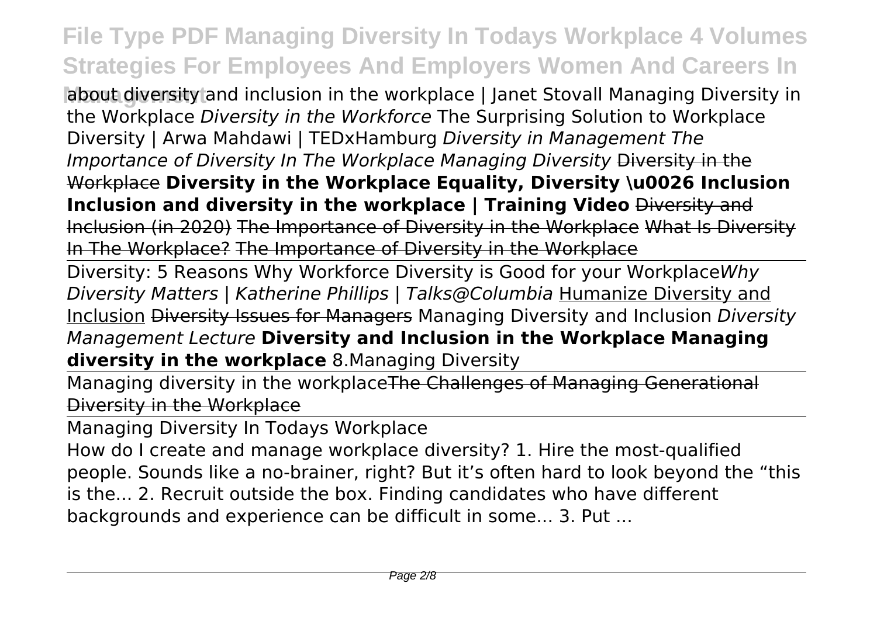about diversity and inclusion in the workplace | Janet Stovall Managing Diversity in the Workplace *Diversity in the Workforce* The Surprising Solution to Workplace Diversity | Arwa Mahdawi | TEDxHamburg *Diversity in Management The Importance of Diversity In The Workplace Managing Diversity* ~~Diversity in the Workplace~~ **Diversity in the Workplace Equality, Diversity \u0026 Inclusion Inclusion and diversity in the workplace | Training Video** ~~Diversity and Inclusion (in 2020)~~ ~~The Importance of Diversity in the Workplace~~ ~~What Is Diversity In The Workplace?~~ ~~The Importance of Diversity in the Workplace~~

Diversity: 5 Reasons Why Workforce Diversity is Good for your Workplace*Why Diversity Matters | Katherine Phillips | Talks@Columbia* Humanize Diversity and Inclusion ~~Diversity Issues for Managers~~ Managing Diversity and Inclusion *Diversity Management Lecture* **Diversity and Inclusion in the Workplace Managing diversity in the workplace** 8.Managing Diversity

Managing diversity in the workplace~~The Challenges of Managing Generational Diversity in the Workplace~~

Managing Diversity In Todays Workplace

How do I create and manage workplace diversity? 1. Hire the most-qualified people. Sounds like a no-brainer, right? But it's often hard to look beyond the "this is the... 2. Recruit outside the box. Finding candidates who have different backgrounds and experience can be difficult in some... 3. Put ...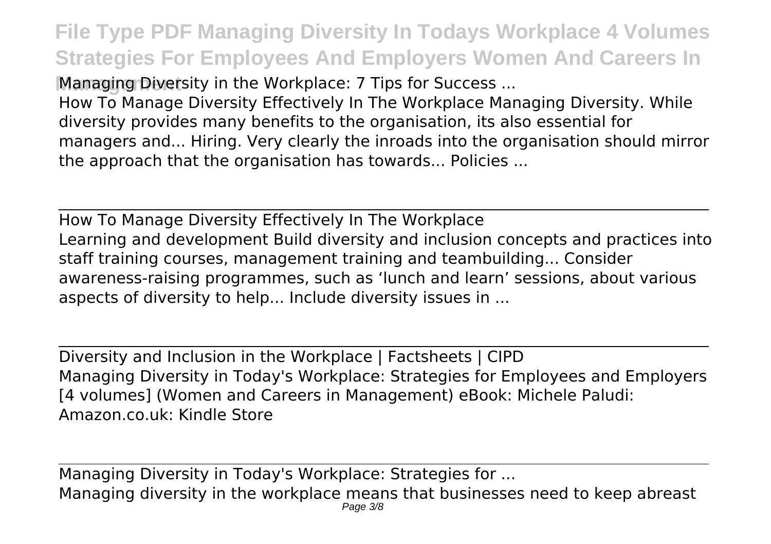Managing Diversity in the Workplace: 7 Tips for Success ...

How To Manage Diversity Effectively In The Workplace Managing Diversity. While diversity provides many benefits to the organisation, its also essential for managers and... Hiring. Very clearly the inroads into the organisation should mirror the approach that the organisation has towards... Policies ...

---

How To Manage Diversity Effectively In The Workplace

Learning and development Build diversity and inclusion concepts and practices into staff training courses, management training and teambuilding... Consider awareness-raising programmes, such as 'lunch and learn' sessions, about various aspects of diversity to help... Include diversity issues in ...

---

Diversity and Inclusion in the Workplace | Factsheets | CIPD

Managing Diversity in Today's Workplace: Strategies for Employees and Employers [4 volumes] (Women and Careers in Management) eBook: Michele Paludi: Amazon.co.uk: Kindle Store

---

Managing Diversity in Today's Workplace: Strategies for ...

Managing diversity in the workplace means that businesses need to keep abreast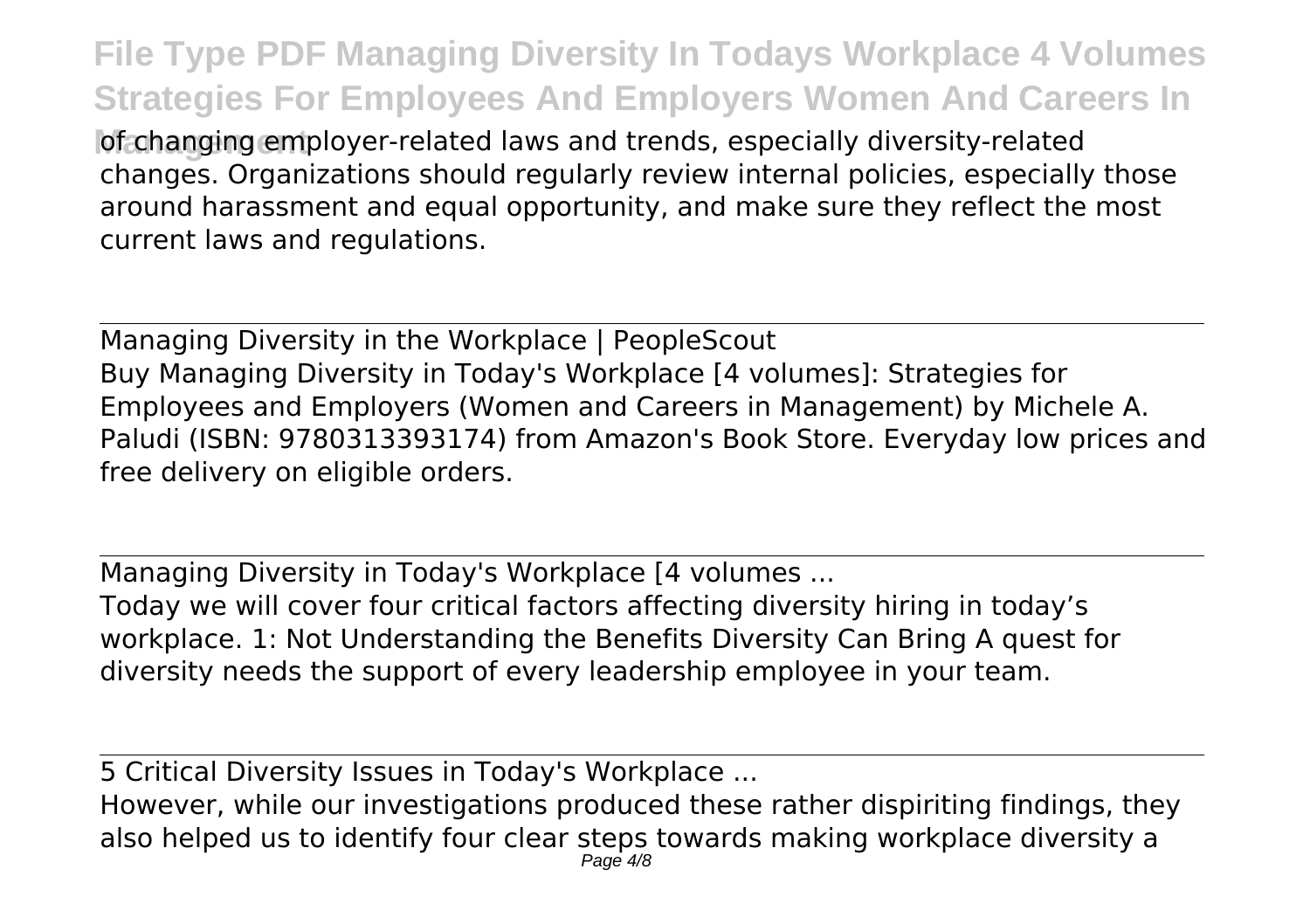of changing employer-related laws and trends, especially diversity-related changes. Organizations should regularly review internal policies, especially those around harassment and equal opportunity, and make sure they reflect the most current laws and regulations.

## Managing Diversity in the Workplace | PeopleScout

Buy Managing Diversity in Today's Workplace [4 volumes]: Strategies for Employees and Employers (Women and Careers in Management) by Michele A. Paludi (ISBN: 9780313393174) from Amazon's Book Store. Everyday low prices and free delivery on eligible orders.

## Managing Diversity in Today's Workplace [4 volumes ...

Today we will cover four critical factors affecting diversity hiring in today's workplace. 1: Not Understanding the Benefits Diversity Can Bring A quest for diversity needs the support of every leadership employee in your team.

## 5 Critical Diversity Issues in Today's Workplace ...

However, while our investigations produced these rather dispiriting findings, they also helped us to identify four clear steps towards making workplace diversity a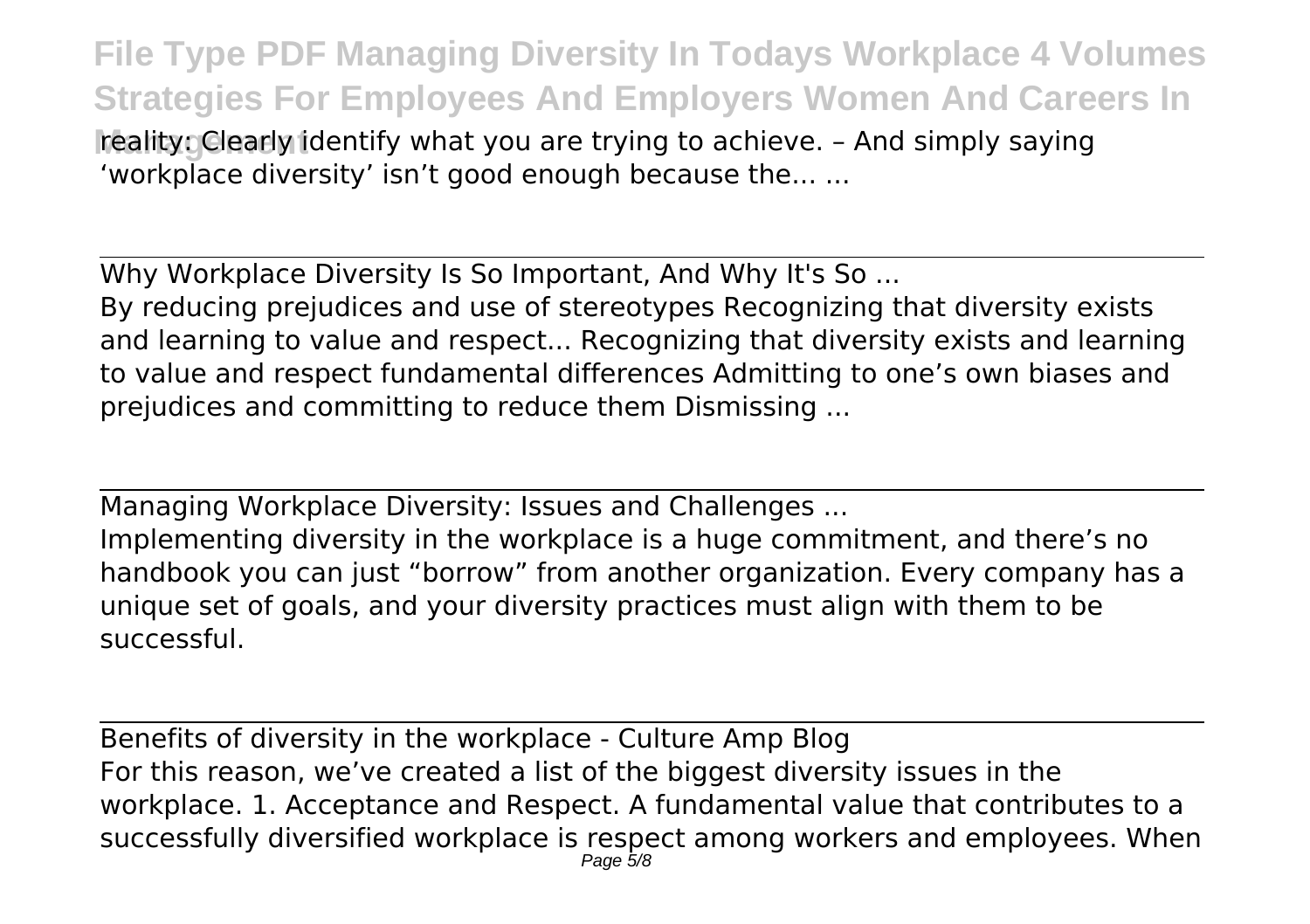reality: Clearly identify what you are trying to achieve. – And simply saying 'workplace diversity' isn't good enough because the... ...

## Why Workplace Diversity Is So Important, And Why It's So ...

By reducing prejudices and use of stereotypes Recognizing that diversity exists and learning to value and respect... Recognizing that diversity exists and learning to value and respect fundamental differences Admitting to one's own biases and prejudices and committing to reduce them Dismissing ...

## Managing Workplace Diversity: Issues and Challenges ...

Implementing diversity in the workplace is a huge commitment, and there's no handbook you can just "borrow" from another organization. Every company has a unique set of goals, and your diversity practices must align with them to be successful.

## Benefits of diversity in the workplace - Culture Amp Blog

For this reason, we've created a list of the biggest diversity issues in the workplace. 1. Acceptance and Respect. A fundamental value that contributes to a successfully diversified workplace is respect among workers and employees. When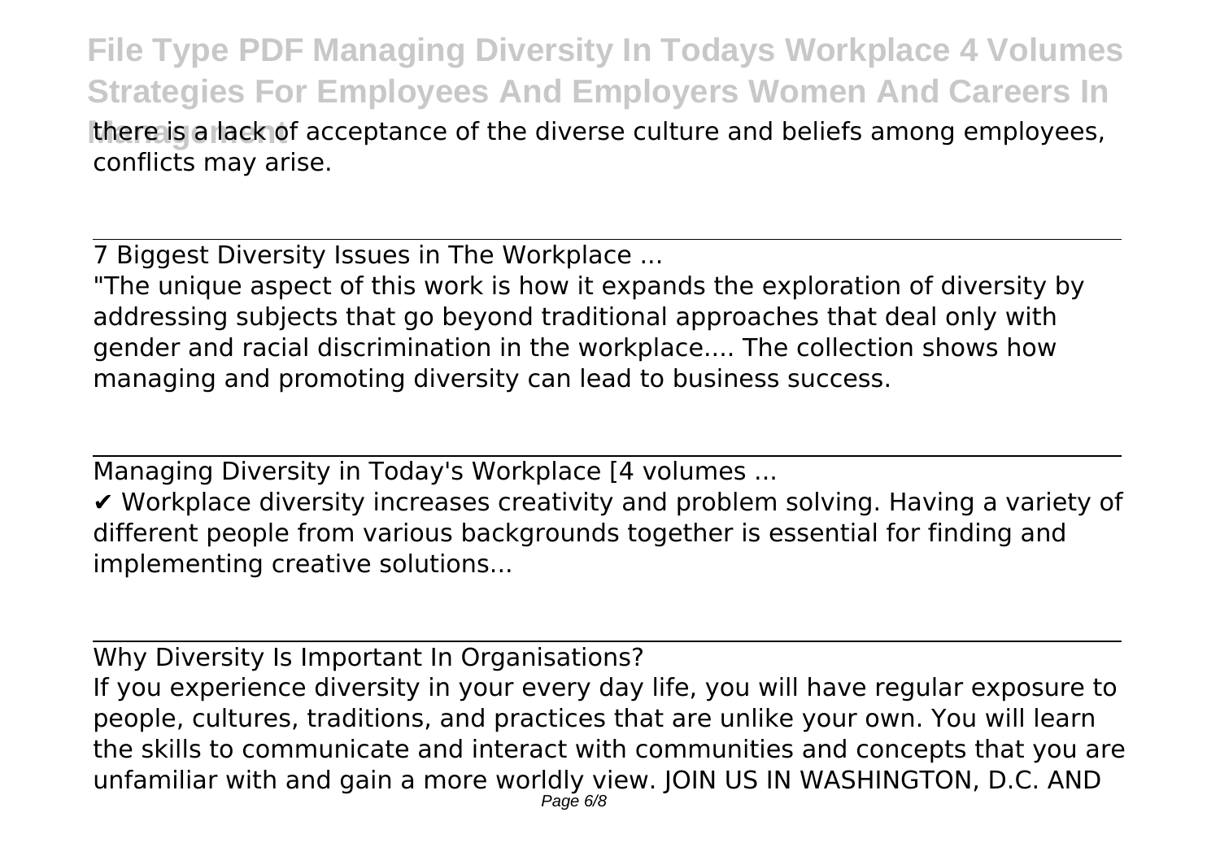there is a lack of acceptance of the diverse culture and beliefs among employees, conflicts may arise.

7 Biggest Diversity Issues in The Workplace ...

"The unique aspect of this work is how it expands the exploration of diversity by addressing subjects that go beyond traditional approaches that deal only with gender and racial discrimination in the workplace.... The collection shows how managing and promoting diversity can lead to business success.

Managing Diversity in Today's Workplace [4 volumes ...

✔ Workplace diversity increases creativity and problem solving. Having a variety of different people from various backgrounds together is essential for finding and implementing creative solutions...

Why Diversity Is Important In Organisations?

If you experience diversity in your every day life, you will have regular exposure to people, cultures, traditions, and practices that are unlike your own. You will learn the skills to communicate and interact with communities and concepts that you are unfamiliar with and gain a more worldly view. JOIN US IN WASHINGTON, D.C. AND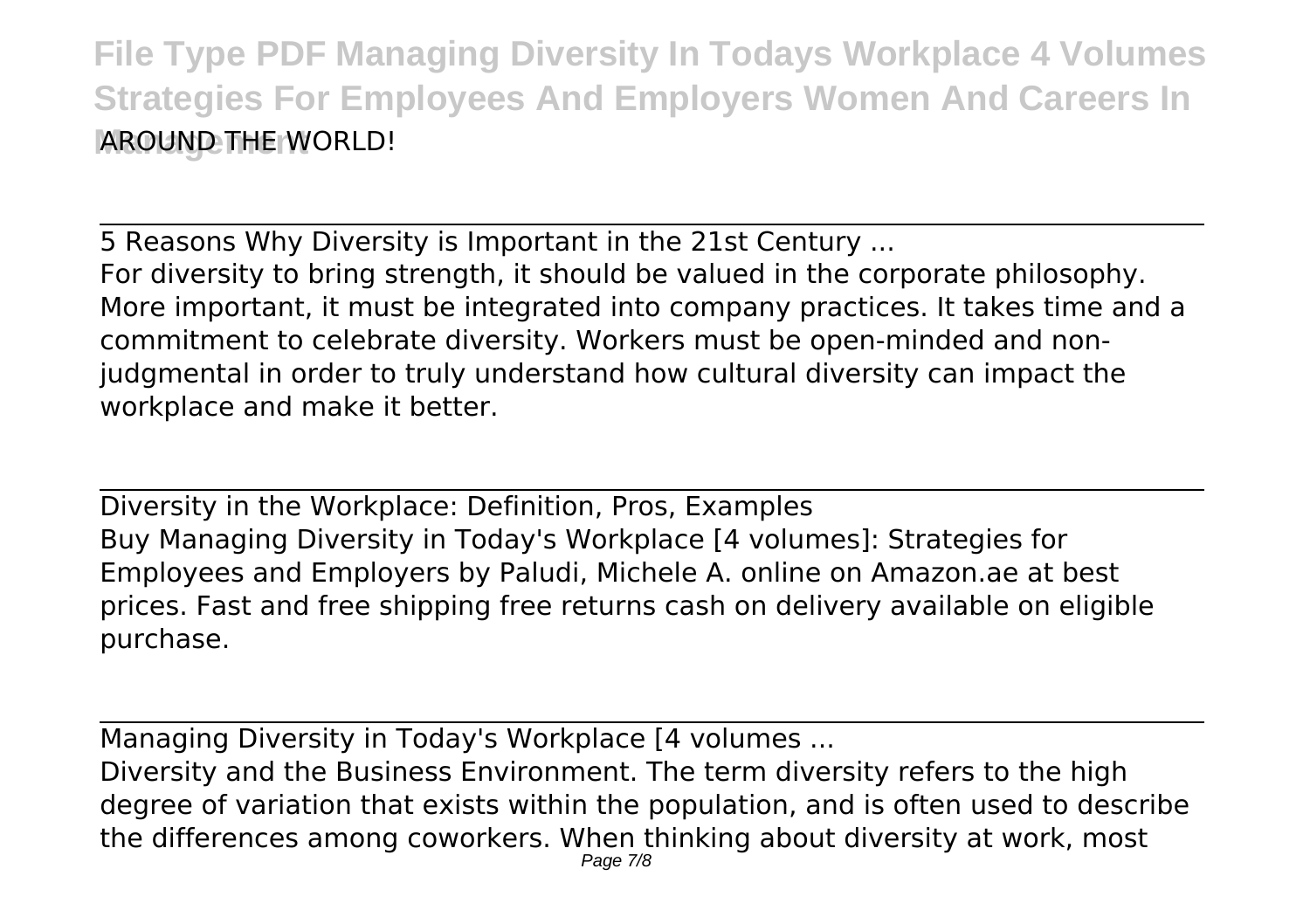AROUND THE WORLD!

5 Reasons Why Diversity is Important in the 21st Century ...

For diversity to bring strength, it should be valued in the corporate philosophy. More important, it must be integrated into company practices. It takes time and a commitment to celebrate diversity. Workers must be open-minded and non-judgmental in order to truly understand how cultural diversity can impact the workplace and make it better.

Diversity in the Workplace: Definition, Pros, Examples

Buy Managing Diversity in Today's Workplace [4 volumes]: Strategies for Employees and Employers by Paludi, Michele A. online on Amazon.ae at best prices. Fast and free shipping free returns cash on delivery available on eligible purchase.

Managing Diversity in Today's Workplace [4 volumes ...

Diversity and the Business Environment. The term diversity refers to the high degree of variation that exists within the population, and is often used to describe the differences among coworkers. When thinking about diversity at work, most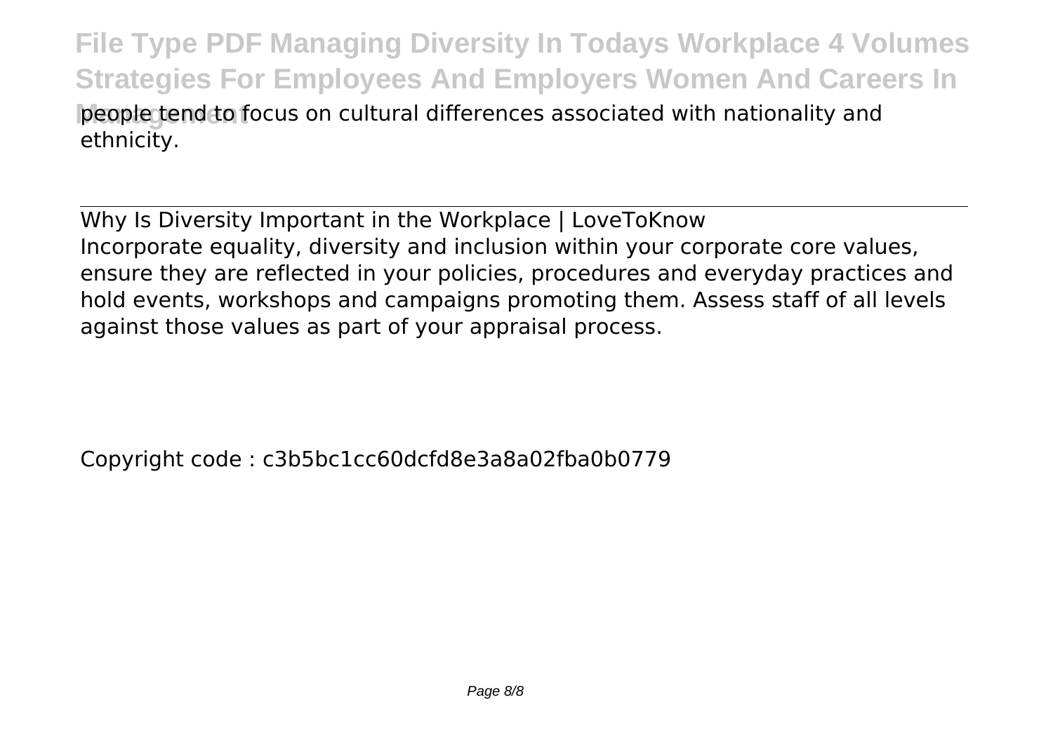people tend to focus on cultural differences associated with nationality and ethnicity.

Why Is Diversity Important in the Workplace | LoveToKnow

Incorporate equality, diversity and inclusion within your corporate core values, ensure they are reflected in your policies, procedures and everyday practices and hold events, workshops and campaigns promoting them. Assess staff of all levels against those values as part of your appraisal process.

Copyright code : c3b5bc1cc60dcfd8e3a8a02fba0b0779